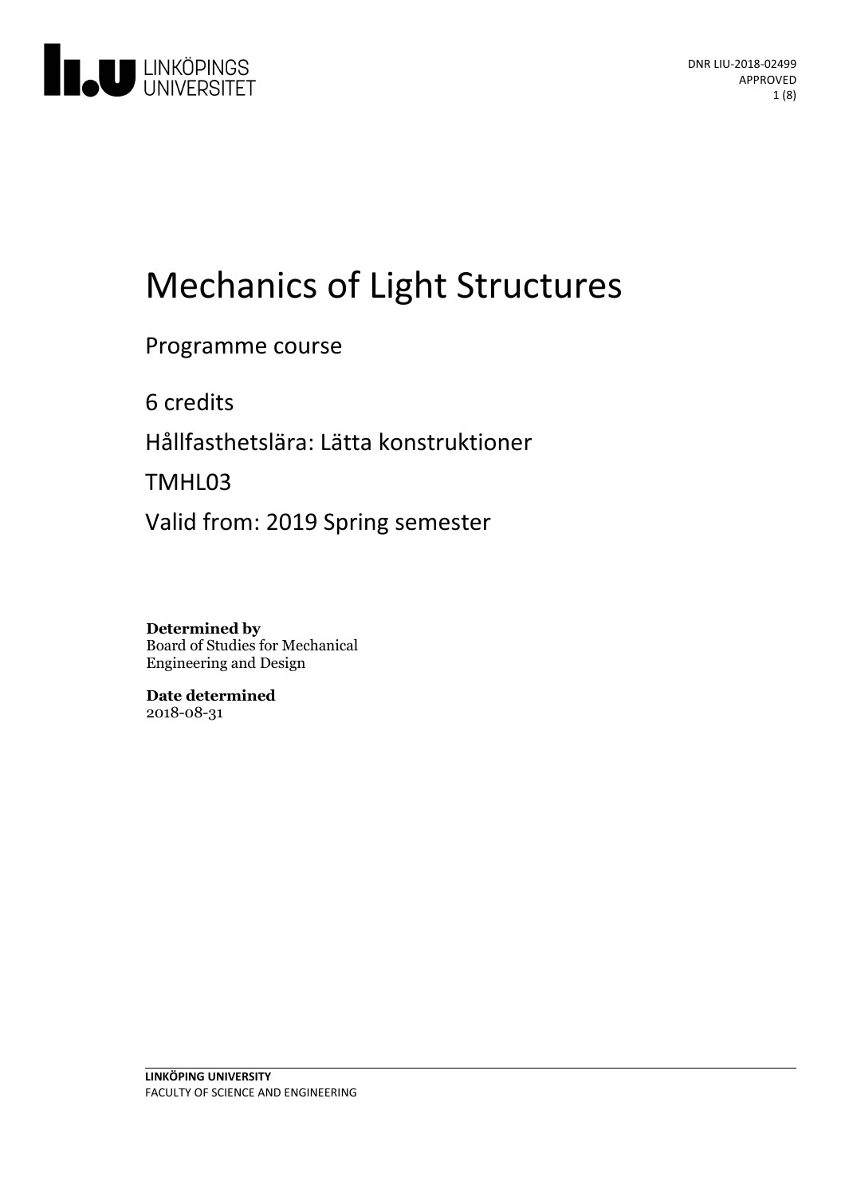DNR LIU-2018-02499
APPROVED

# Mechanics of Light Structures

Programme course

6 credits

Hållfasthetslära: Lätta konstruktioner

TMHL03

Valid from: 2019 Spring semester

**Determined by**
Board of Studies for Mechanical Engineering and Design

**Date determined**
2018-08-31

**LINKÖPING UNIVERSITY**
FACULTY OF SCIENCE AND ENGINEERING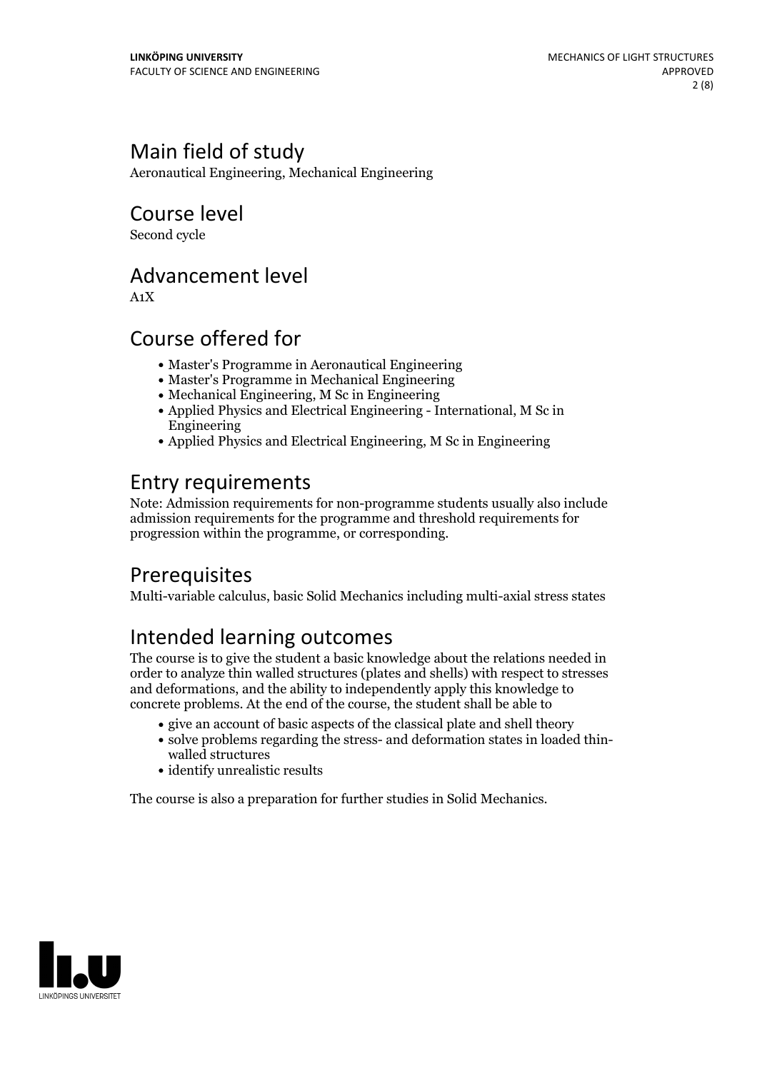# Main field of study

Aeronautical Engineering, Mechanical Engineering

# Course level

Second cycle

# Advancement level

A1X

# Course offered for

- Master's Programme in Aeronautical Engineering
- Master's Programme in Mechanical Engineering
- Mechanical Engineering, M Sc in Engineering
- Applied Physics and Electrical Engineering - International, M Sc in Engineering
- Applied Physics and Electrical Engineering, M Sc in Engineering

# Entry requirements

Note: Admission requirements for non-programme students usually also include admission requirements for the programme and threshold requirements for progression within the programme, or corresponding.

# Prerequisites

Multi-variable calculus, basic Solid Mechanics including multi-axial stress states

# Intended learning outcomes

The course is to give the student a basic knowledge about the relations needed in order to analyze thin walled structures (plates and shells) with respect to stresses and deformations, and the ability to independently apply this knowledge to concrete problems. At the end of the course, the student shall be able to

- give an account of basic aspects of the classical plate and shell theory
- solve problems regarding the stress- and deformation states in loaded thin-walled structures
- identify unrealistic results

The course is also a preparation for further studies in Solid Mechanics.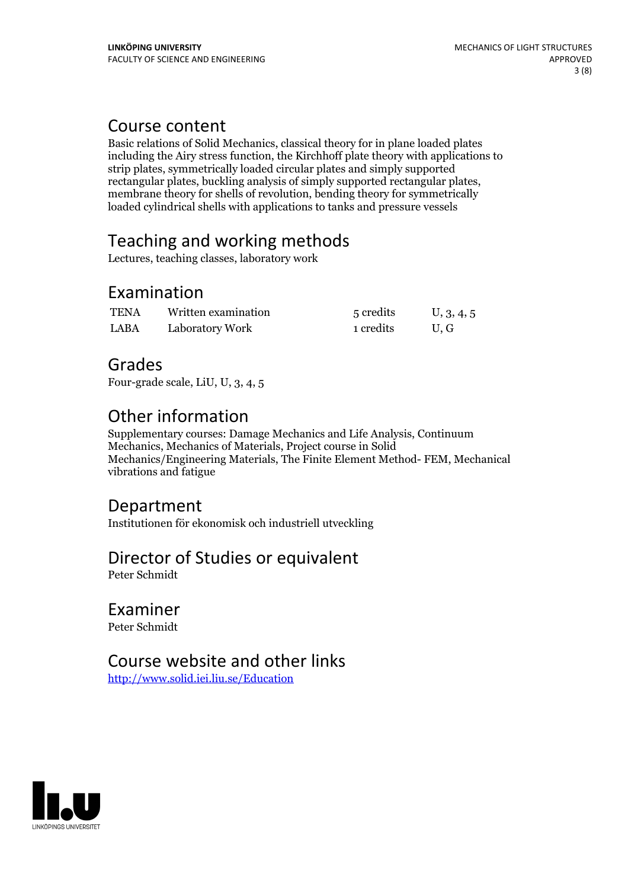## Course content

Basic relations of Solid Mechanics, classical theory for in plane loaded plates including the Airy stress function, the Kirchhoff plate theory with applications to strip plates, symmetrically loaded circular plates and simply supported rectangular plates, buckling analysis of simply supported rectangular plates, membrane theory for shells of revolution, bending theory for symmetrically loaded cylindrical shells with applications to tanks and pressure vessels

## Teaching and working methods

Lectures, teaching classes, laboratory work

## Examination

| | | | |
|---|---|---|---|
| TENA | Written examination | 5 credits | U, 3, 4, 5 |
| LABA | Laboratory Work | 1 credits | U, G |

## Grades

Four-grade scale, LiU, U, 3, 4, 5

## Other information

Supplementary courses: Damage Mechanics and Life Analysis, Continuum Mechanics, Mechanics of Materials, Project course in Solid Mechanics/Engineering Materials, The Finite Element Method- FEM, Mechanical vibrations and fatigue

## Department

Institutionen för ekonomisk och industriell utveckling

## Director of Studies or equivalent

Peter Schmidt

## Examiner

Peter Schmidt

## Course website and other links

http://www.solid.iei.liu.se/Education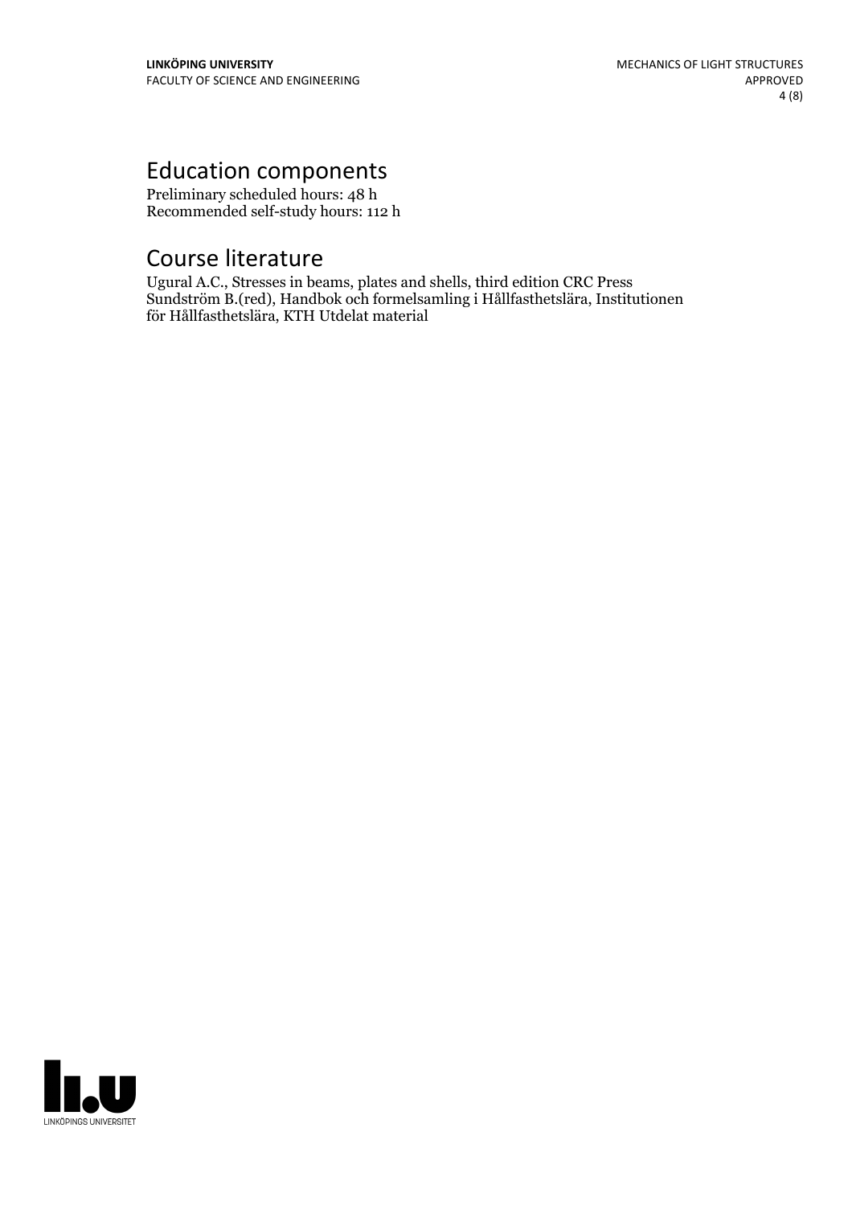# Education components

Preliminary scheduled hours: 48 h
Recommended self-study hours: 112 h

# Course literature

Ugural A.C., Stresses in beams, plates and shells, third edition CRC Press
Sundström B.(red), Handbok och formelsamling i Hållfasthetslära, Institutionen för Hållfasthetslära, KTH Utdelat material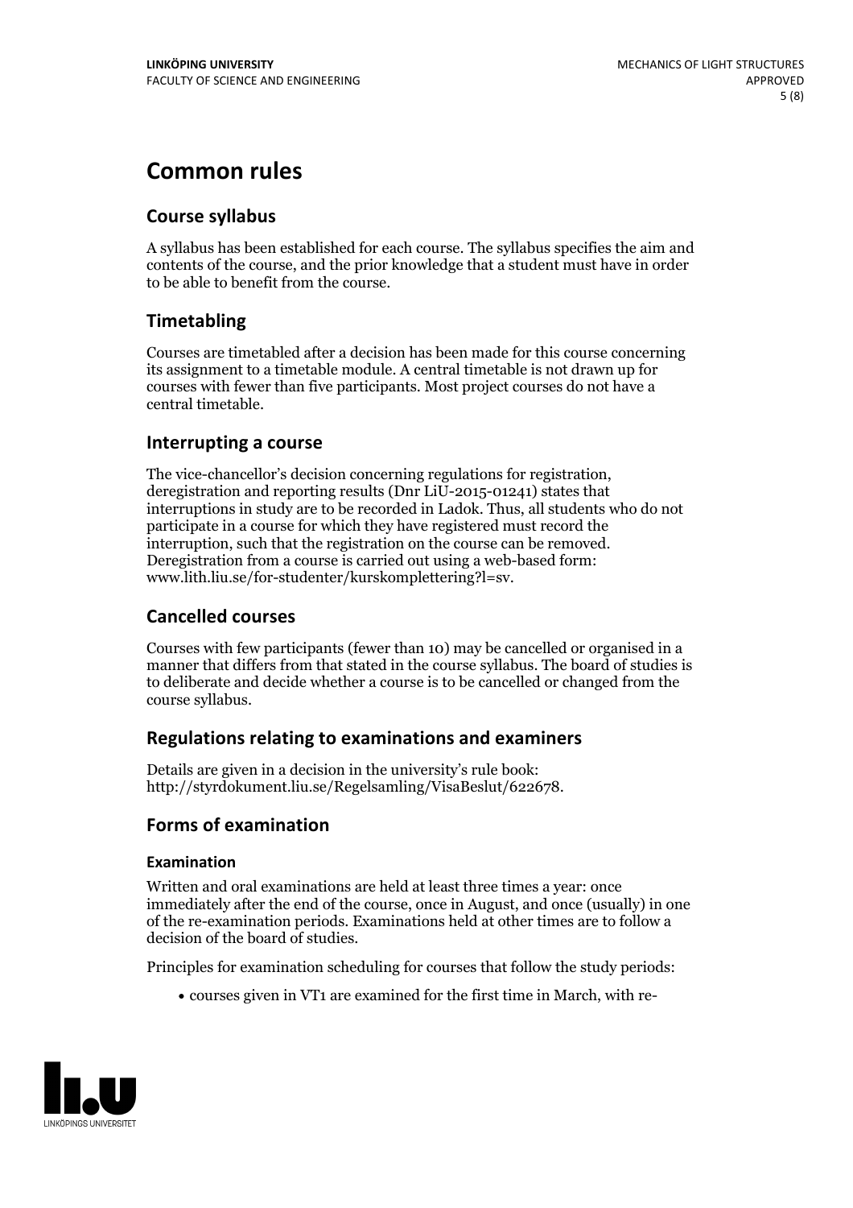# Common rules

## Course syllabus

A syllabus has been established for each course. The syllabus specifies the aim and contents of the course, and the prior knowledge that a student must have in order to be able to benefit from the course.

## Timetabling

Courses are timetabled after a decision has been made for this course concerning its assignment to a timetable module. A central timetable is not drawn up for courses with fewer than five participants. Most project courses do not have a central timetable.

## Interrupting a course

The vice-chancellor's decision concerning regulations for registration, deregistration and reporting results (Dnr LiU-2015-01241) states that interruptions in study are to be recorded in Ladok. Thus, all students who do not participate in a course for which they have registered must record the interruption, such that the registration on the course can be removed. Deregistration from a course is carried out using a web-based form: www.lith.liu.se/for-studenter/kurskomplettering?l=sv.

## Cancelled courses

Courses with few participants (fewer than 10) may be cancelled or organised in a manner that differs from that stated in the course syllabus. The board of studies is to deliberate and decide whether a course is to be cancelled or changed from the course syllabus.

## Regulations relating to examinations and examiners

Details are given in a decision in the university's rule book: http://styrdokument.liu.se/Regelsamling/VisaBeslut/622678.

## Forms of examination

### Examination

Written and oral examinations are held at least three times a year: once immediately after the end of the course, once in August, and once (usually) in one of the re-examination periods. Examinations held at other times are to follow a decision of the board of studies.

Principles for examination scheduling for courses that follow the study periods:

- courses given in VT1 are examined for the first time in March, with re-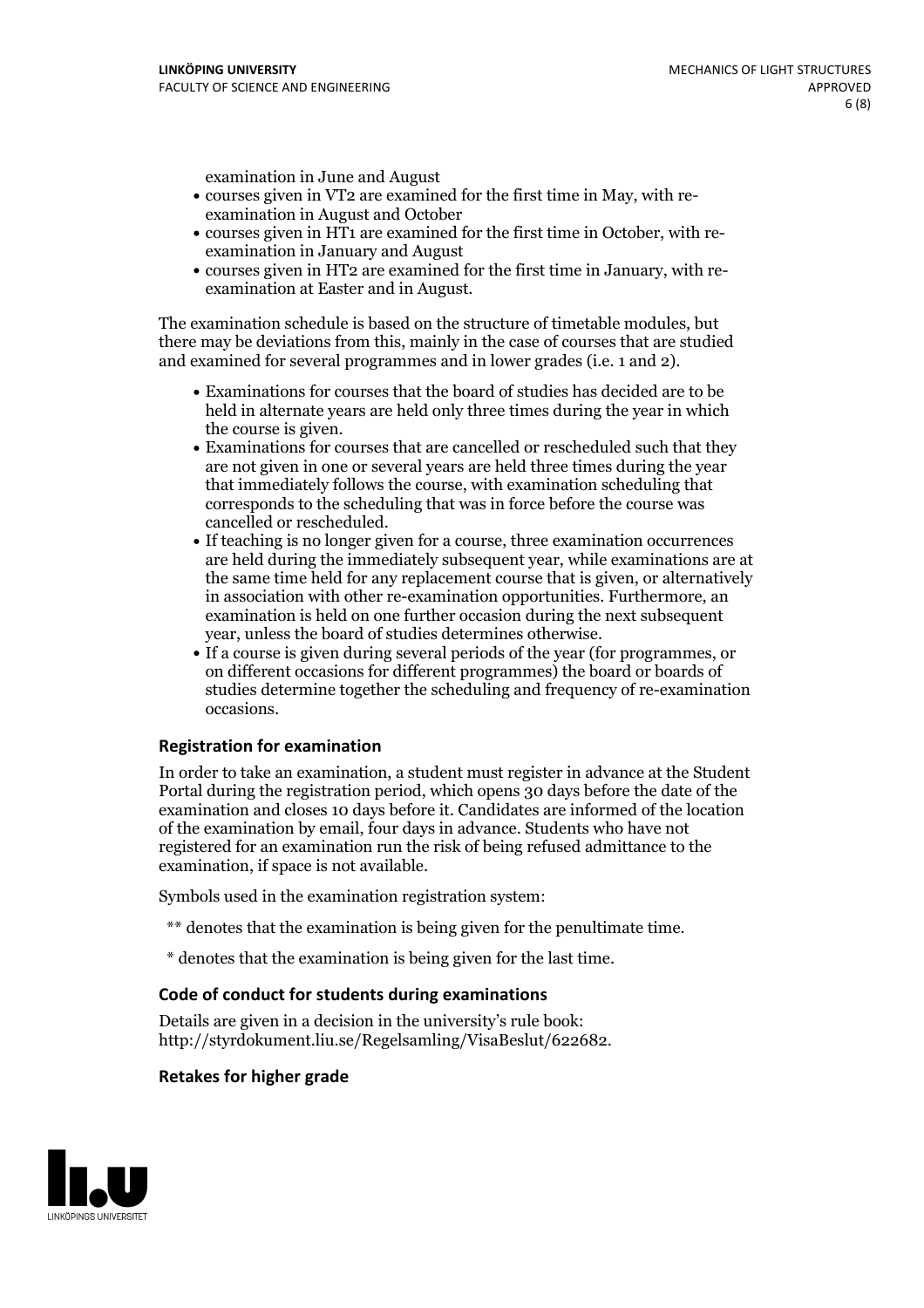examination in June and August

- courses given in VT2 are examined for the first time in May, with re-examination in August and October
- courses given in HT1 are examined for the first time in October, with re-examination in January and August
- courses given in HT2 are examined for the first time in January, with re-examination at Easter and in August.

The examination schedule is based on the structure of timetable modules, but there may be deviations from this, mainly in the case of courses that are studied and examined for several programmes and in lower grades (i.e. 1 and 2).

- Examinations for courses that the board of studies has decided are to be held in alternate years are held only three times during the year in which the course is given.
- Examinations for courses that are cancelled or rescheduled such that they are not given in one or several years are held three times during the year that immediately follows the course, with examination scheduling that corresponds to the scheduling that was in force before the course was cancelled or rescheduled.
- If teaching is no longer given for a course, three examination occurrences are held during the immediately subsequent year, while examinations are at the same time held for any replacement course that is given, or alternatively in association with other re-examination opportunities. Furthermore, an examination is held on one further occasion during the next subsequent year, unless the board of studies determines otherwise.
- If a course is given during several periods of the year (for programmes, or on different occasions for different programmes) the board or boards of studies determine together the scheduling and frequency of re-examination occasions.

### Registration for examination

In order to take an examination, a student must register in advance at the Student Portal during the registration period, which opens 30 days before the date of the examination and closes 10 days before it. Candidates are informed of the location of the examination by email, four days in advance. Students who have not registered for an examination run the risk of being refused admittance to the examination, if space is not available.

Symbols used in the examination registration system:

** denotes that the examination is being given for the penultimate time.

* denotes that the examination is being given for the last time.

### Code of conduct for students during examinations

Details are given in a decision in the university's rule book: http://styrdokument.liu.se/Regelsamling/VisaBeslut/622682.

### Retakes for higher grade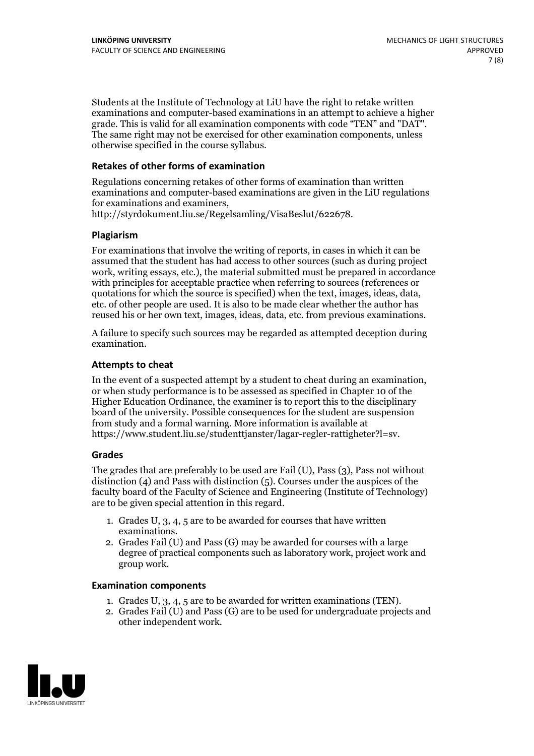Students at the Institute of Technology at LiU have the right to retake written examinations and computer-based examinations in an attempt to achieve a higher grade. This is valid for all examination components with code "TEN" and "DAT". The same right may not be exercised for other examination components, unless otherwise specified in the course syllabus.

### Retakes of other forms of examination

Regulations concerning retakes of other forms of examination than written examinations and computer-based examinations are given in the LiU regulations for examinations and examiners, http://styrdokument.liu.se/Regelsamling/VisaBeslut/622678.

### Plagiarism

For examinations that involve the writing of reports, in cases in which it can be assumed that the student has had access to other sources (such as during project work, writing essays, etc.), the material submitted must be prepared in accordance with principles for acceptable practice when referring to sources (references or quotations for which the source is specified) when the text, images, ideas, data, etc. of other people are used. It is also to be made clear whether the author has reused his or her own text, images, ideas, data, etc. from previous examinations.

A failure to specify such sources may be regarded as attempted deception during examination.

### Attempts to cheat

In the event of a suspected attempt by a student to cheat during an examination, or when study performance is to be assessed as specified in Chapter 10 of the Higher Education Ordinance, the examiner is to report this to the disciplinary board of the university. Possible consequences for the student are suspension from study and a formal warning. More information is available at https://www.student.liu.se/studenttjanster/lagar-regler-rattigheter?l=sv.

### Grades

The grades that are preferably to be used are Fail (U), Pass (3), Pass not without distinction (4) and Pass with distinction (5). Courses under the auspices of the faculty board of the Faculty of Science and Engineering (Institute of Technology) are to be given special attention in this regard.

1. Grades U, 3, 4, 5 are to be awarded for courses that have written examinations.
2. Grades Fail (U) and Pass (G) may be awarded for courses with a large degree of practical components such as laboratory work, project work and group work.

### Examination components

1. Grades U, 3, 4, 5 are to be awarded for written examinations (TEN).
2. Grades Fail (U) and Pass (G) are to be used for undergraduate projects and other independent work.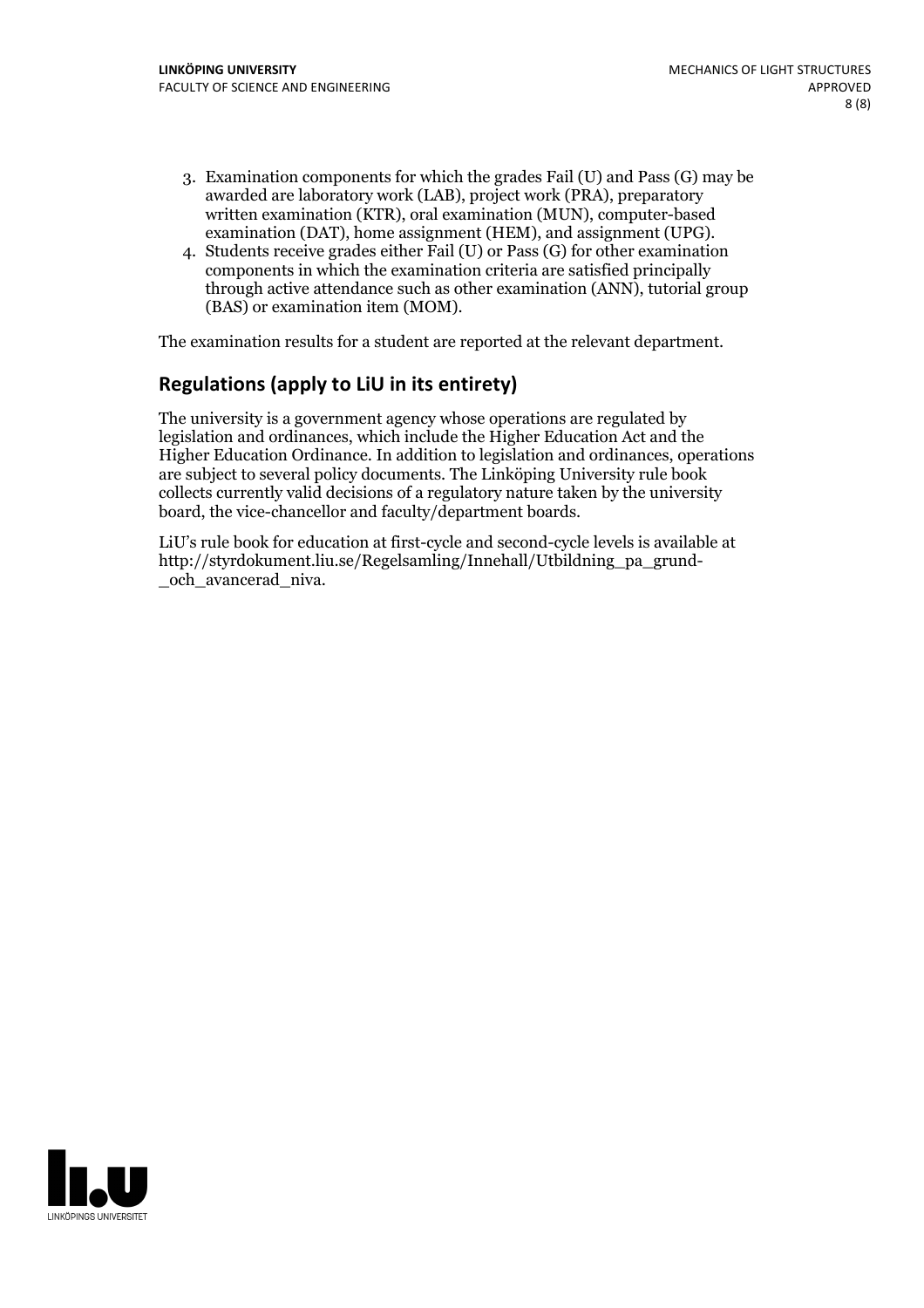3. Examination components for which the grades Fail (U) and Pass (G) may be awarded are laboratory work (LAB), project work (PRA), preparatory written examination (KTR), oral examination (MUN), computer-based examination (DAT), home assignment (HEM), and assignment (UPG).
4. Students receive grades either Fail (U) or Pass (G) for other examination components in which the examination criteria are satisfied principally through active attendance such as other examination (ANN), tutorial group (BAS) or examination item (MOM).

The examination results for a student are reported at the relevant department.

## Regulations (apply to LiU in its entirety)

The university is a government agency whose operations are regulated by legislation and ordinances, which include the Higher Education Act and the Higher Education Ordinance. In addition to legislation and ordinances, operations are subject to several policy documents. The Linköping University rule book collects currently valid decisions of a regulatory nature taken by the university board, the vice-chancellor and faculty/department boards.

LiU's rule book for education at first-cycle and second-cycle levels is available at http://styrdokument.liu.se/Regelsamling/Innehall/Utbildning_pa_grund-_och_avancerad_niva.